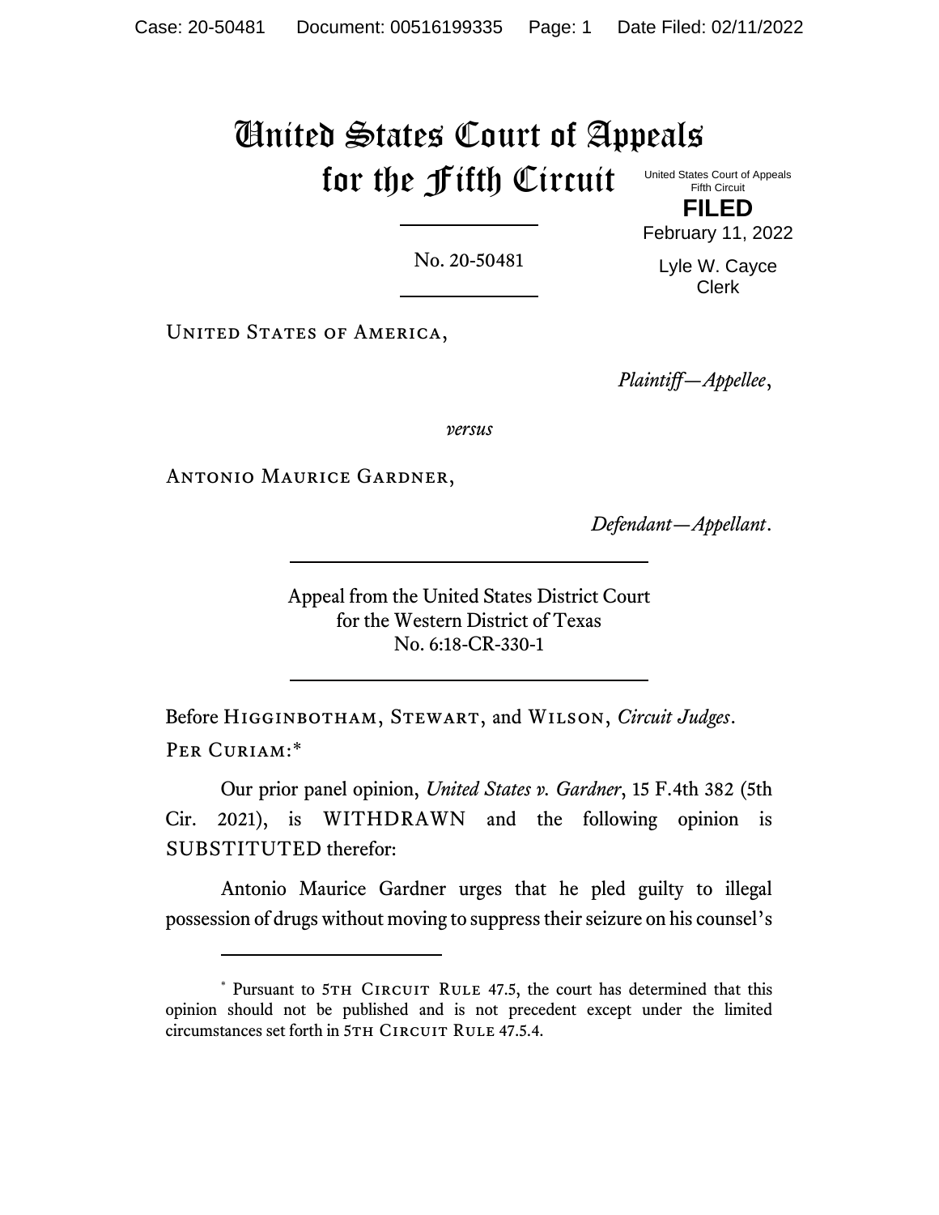# United States Court of Appeals for the Fifth Circuit

United States Court of Appeals
Fifth Circuit

**FILED**

February 11, 2022

Lyle W. Cayce
Clerk

No. 20-50481

United States of America,

*Plaintiff—Appellee*,

*versus*

Antonio Maurice Gardner,

*Defendant—Appellant*.

Appeal from the United States District Court
for the Western District of Texas
No. 6:18-CR-330-1

Before Higginbotham, Stewart, and Wilson, *Circuit Judges*.

Per Curiam:*

Our prior panel opinion, *United States v. Gardner*, 15 F.4th 382 (5th Cir. 2021), is WITHDRAWN and the following opinion is SUBSTITUTED therefor:

Antonio Maurice Gardner urges that he pled guilty to illegal possession of drugs without moving to suppress their seizure on his counsel's

---

\* Pursuant to 5th Circuit Rule 47.5, the court has determined that this opinion should not be published and is not precedent except under the limited circumstances set forth in 5th Circuit Rule 47.5.4.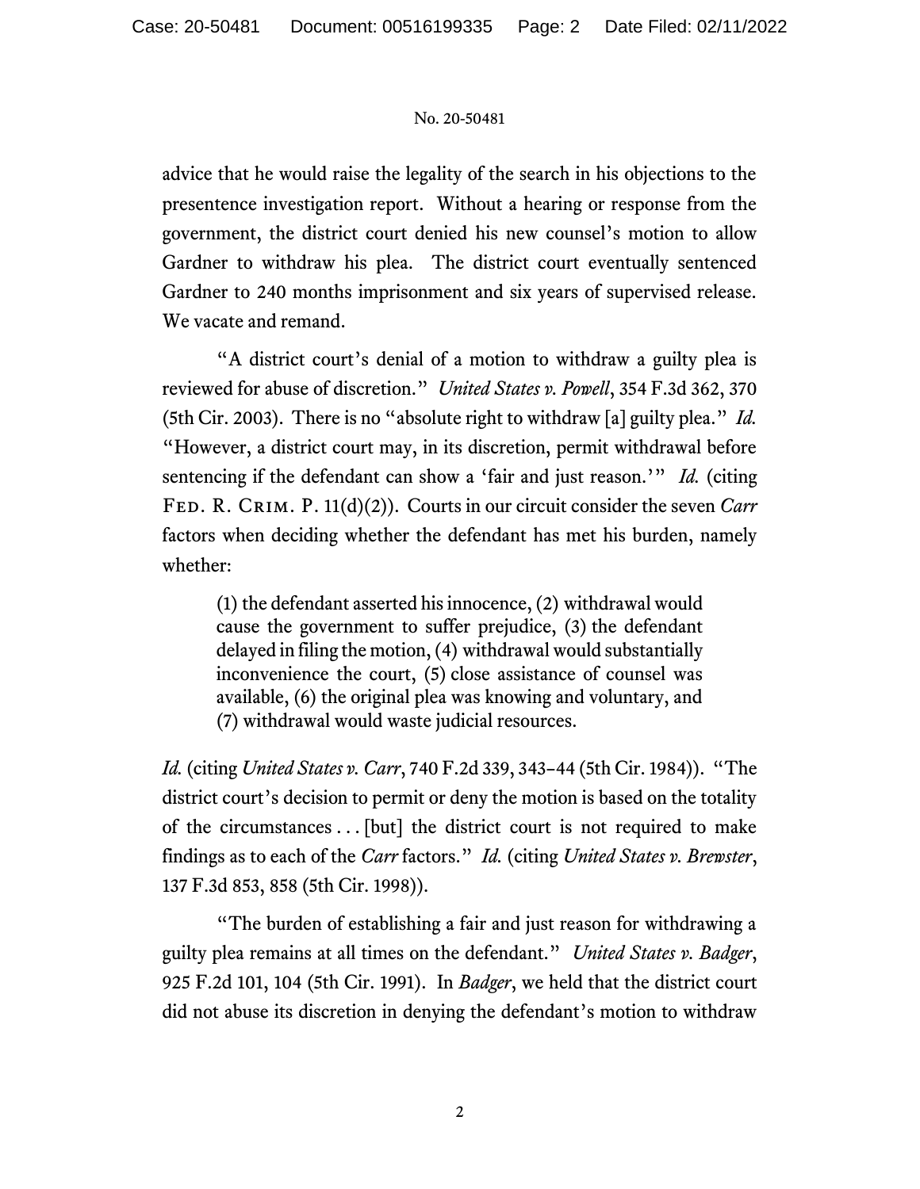advice that he would raise the legality of the search in his objections to the presentence investigation report. Without a hearing or response from the government, the district court denied his new counsel's motion to allow Gardner to withdraw his plea. The district court eventually sentenced Gardner to 240 months imprisonment and six years of supervised release. We vacate and remand.

"A district court's denial of a motion to withdraw a guilty plea is reviewed for abuse of discretion." *United States v. Powell*, 354 F.3d 362, 370 (5th Cir. 2003). There is no "absolute right to withdraw [a] guilty plea." *Id.* "However, a district court may, in its discretion, permit withdrawal before sentencing if the defendant can show a 'fair and just reason.'" *Id.* (citing Fed. R. Crim. P. 11(d)(2)). Courts in our circuit consider the seven *Carr* factors when deciding whether the defendant has met his burden, namely whether:

> (1) the defendant asserted his innocence, (2) withdrawal would cause the government to suffer prejudice, (3) the defendant delayed in filing the motion, (4) withdrawal would substantially inconvenience the court, (5) close assistance of counsel was available, (6) the original plea was knowing and voluntary, and (7) withdrawal would waste judicial resources.

*Id.* (citing *United States v. Carr*, 740 F.2d 339, 343–44 (5th Cir. 1984)). "The district court's decision to permit or deny the motion is based on the totality of the circumstances . . . [but] the district court is not required to make findings as to each of the *Carr* factors." *Id.* (citing *United States v. Brewster*, 137 F.3d 853, 858 (5th Cir. 1998)).

"The burden of establishing a fair and just reason for withdrawing a guilty plea remains at all times on the defendant." *United States v. Badger*, 925 F.2d 101, 104 (5th Cir. 1991). In *Badger*, we held that the district court did not abuse its discretion in denying the defendant's motion to withdraw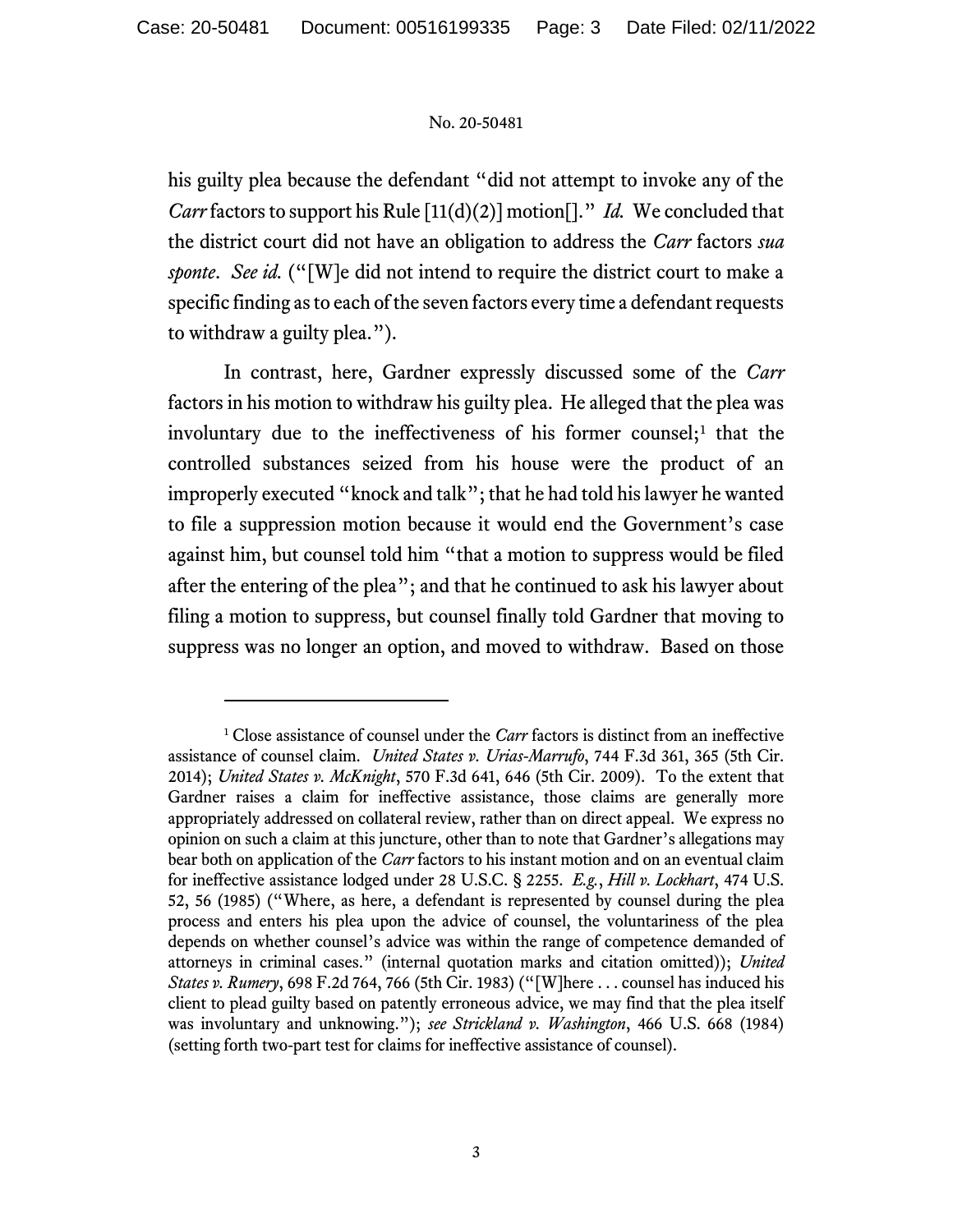his guilty plea because the defendant "did not attempt to invoke any of the *Carr* factors to support his Rule [11(d)(2)] motion[]." *Id.* We concluded that the district court did not have an obligation to address the *Carr* factors *sua sponte*. *See id.* ("[W]e did not intend to require the district court to make a specific finding as to each of the seven factors every time a defendant requests to withdraw a guilty plea.").

In contrast, here, Gardner expressly discussed some of the *Carr* factors in his motion to withdraw his guilty plea. He alleged that the plea was involuntary due to the ineffectiveness of his former counsel;[1] that the controlled substances seized from his house were the product of an improperly executed "knock and talk"; that he had told his lawyer he wanted to file a suppression motion because it would end the Government's case against him, but counsel told him "that a motion to suppress would be filed after the entering of the plea"; and that he continued to ask his lawyer about filing a motion to suppress, but counsel finally told Gardner that moving to suppress was no longer an option, and moved to withdraw. Based on those

---

[1] Close assistance of counsel under the *Carr* factors is distinct from an ineffective assistance of counsel claim. *United States v. Urias-Marrufo*, 744 F.3d 361, 365 (5th Cir. 2014); *United States v. McKnight*, 570 F.3d 641, 646 (5th Cir. 2009). To the extent that Gardner raises a claim for ineffective assistance, those claims are generally more appropriately addressed on collateral review, rather than on direct appeal. We express no opinion on such a claim at this juncture, other than to note that Gardner's allegations may bear both on application of the *Carr* factors to his instant motion and on an eventual claim for ineffective assistance lodged under 28 U.S.C. § 2255. *E.g.*, *Hill v. Lockhart*, 474 U.S. 52, 56 (1985) ("Where, as here, a defendant is represented by counsel during the plea process and enters his plea upon the advice of counsel, the voluntariness of the plea depends on whether counsel's advice was within the range of competence demanded of attorneys in criminal cases." (internal quotation marks and citation omitted)); *United States v. Rumery*, 698 F.2d 764, 766 (5th Cir. 1983) ("[W]here . . . counsel has induced his client to plead guilty based on patently erroneous advice, we may find that the plea itself was involuntary and unknowing."); *see Strickland v. Washington*, 466 U.S. 668 (1984) (setting forth two-part test for claims for ineffective assistance of counsel).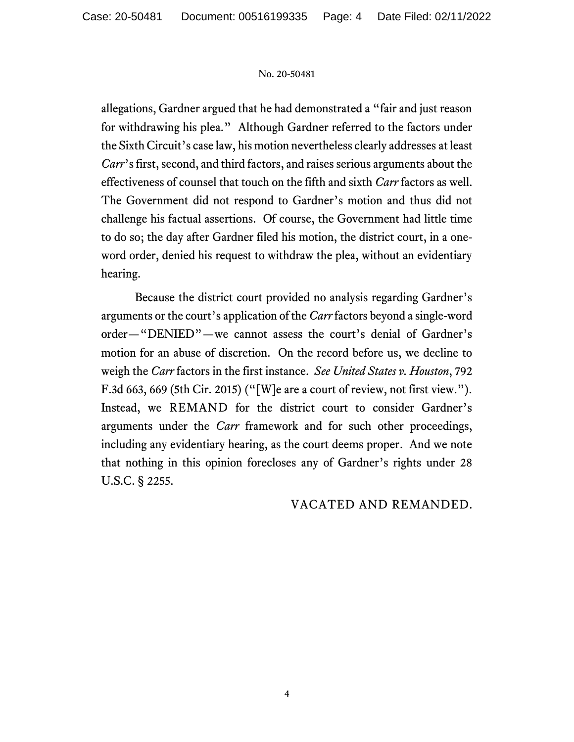allegations, Gardner argued that he had demonstrated a "fair and just reason for withdrawing his plea." Although Gardner referred to the factors under the Sixth Circuit's case law, his motion nevertheless clearly addresses at least *Carr*'s first, second, and third factors, and raises serious arguments about the effectiveness of counsel that touch on the fifth and sixth *Carr* factors as well. The Government did not respond to Gardner's motion and thus did not challenge his factual assertions. Of course, the Government had little time to do so; the day after Gardner filed his motion, the district court, in a one-word order, denied his request to withdraw the plea, without an evidentiary hearing.

Because the district court provided no analysis regarding Gardner's arguments or the court's application of the *Carr* factors beyond a single-word order—"DENIED"—we cannot assess the court's denial of Gardner's motion for an abuse of discretion. On the record before us, we decline to weigh the *Carr* factors in the first instance. *See United States v. Houston*, 792 F.3d 663, 669 (5th Cir. 2015) ("[W]e are a court of review, not first view."). Instead, we REMAND for the district court to consider Gardner's arguments under the *Carr* framework and for such other proceedings, including any evidentiary hearing, as the court deems proper. And we note that nothing in this opinion forecloses any of Gardner's rights under 28 U.S.C. § 2255.

VACATED AND REMANDED.